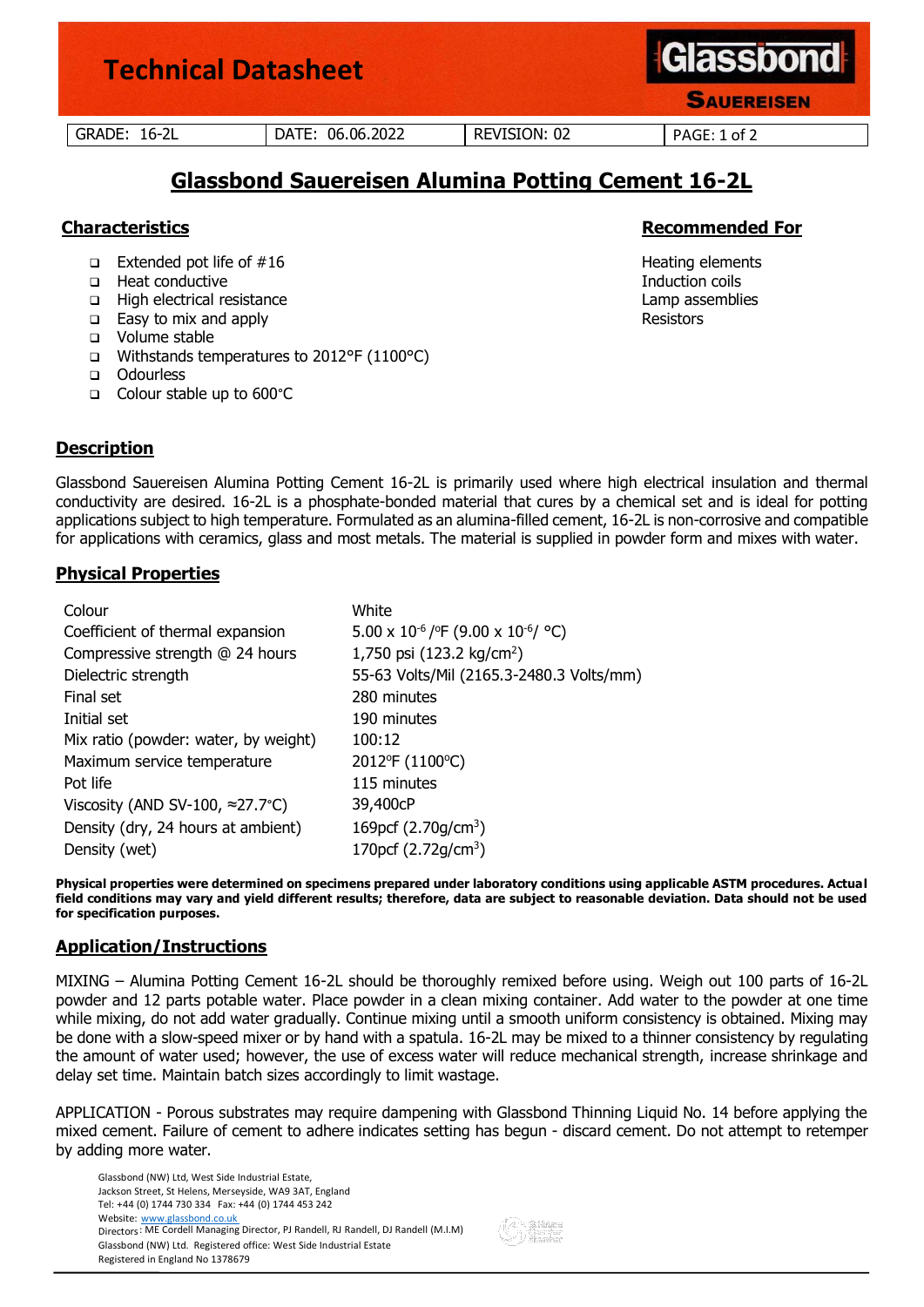# Technical Datasheet

| GRADE: 16-2L | DATE: 06.06.2022 | REVISION: 02 |
| --- | --- | --- |

## Glassbond Sauereisen Alumina Potting Cement 16-2L

### Characteristics

- Extended pot life of #16
- Heat conductive
- High electrical resistance
- Easy to mix and apply
- Volume stable
- Withstands temperatures to 2012°F (1100°C)
- Odourless
- Colour stable up to 600°C

### Recommended For

Heating elements
Induction coils
Lamp assemblies
Resistors

### Description

Glassbond Sauereisen Alumina Potting Cement 16-2L is primarily used where high electrical insulation and thermal conductivity are desired. 16-2L is a phosphate-bonded material that cures by a chemical set and is ideal for potting applications subject to high temperature. Formulated as an alumina-filled cement, 16-2L is non-corrosive and compatible for applications with ceramics, glass and most metals. The material is supplied in powder form and mixes with water.

### Physical Properties

| Property | Value |
| --- | --- |
| Colour | White |
| Coefficient of thermal expansion | $5.00 \times 10^{-6}$ /°F ($9.00 \times 10^{-6}$/ °C) |
| Compressive strength @ 24 hours | 1,750 psi (123.2 kg/cm$^2$) |
| Dielectric strength | 55-63 Volts/Mil (2165.3-2480.3 Volts/mm) |
| Final set | 280 minutes |
| Initial set | 190 minutes |
| Mix ratio (powder: water, by weight) | 100:12 |
| Maximum service temperature | 2012°F (1100°C) |
| Pot life | 115 minutes |
| Viscosity (AND SV-100, ≈27.7°C) | 39,400cP |
| Density (dry, 24 hours at ambient) | 169pcf (2.70g/cm$^3$) |
| Density (wet) | 170pcf (2.72g/cm$^3$) |

**Physical properties were determined on specimens prepared under laboratory conditions using applicable ASTM procedures. Actual field conditions may vary and yield different results; therefore, data are subject to reasonable deviation. Data should not be used for specification purposes.**

### Application/Instructions

MIXING – Alumina Potting Cement 16-2L should be thoroughly remixed before using. Weigh out 100 parts of 16-2L powder and 12 parts potable water. Place powder in a clean mixing container. Add water to the powder at one time while mixing, do not add water gradually. Continue mixing until a smooth uniform consistency is obtained. Mixing may be done with a slow-speed mixer or by hand with a spatula. 16-2L may be mixed to a thinner consistency by regulating the amount of water used; however, the use of excess water will reduce mechanical strength, increase shrinkage and delay set time. Maintain batch sizes accordingly to limit wastage.

APPLICATION - Porous substrates may require dampening with Glassbond Thinning Liquid No. 14 before applying the mixed cement. Failure of cement to adhere indicates setting has begun - discard cement. Do not attempt to retemper by adding more water.

Glassbond (NW) Ltd, West Side Industrial Estate,
Jackson Street, St Helens, Merseyside, WA9 3AT, England
Tel: +44 (0) 1744 730 334 Fax: +44 (0) 1744 453 242
Website: www.glassbond.co.uk
Directors: ME Cordell Managing Director, PJ Randell, RJ Randell, DJ Randell (M.I.M)
Glassbond (NW) Ltd. Registered office: West Side Industrial Estate
Registered in England No 1378679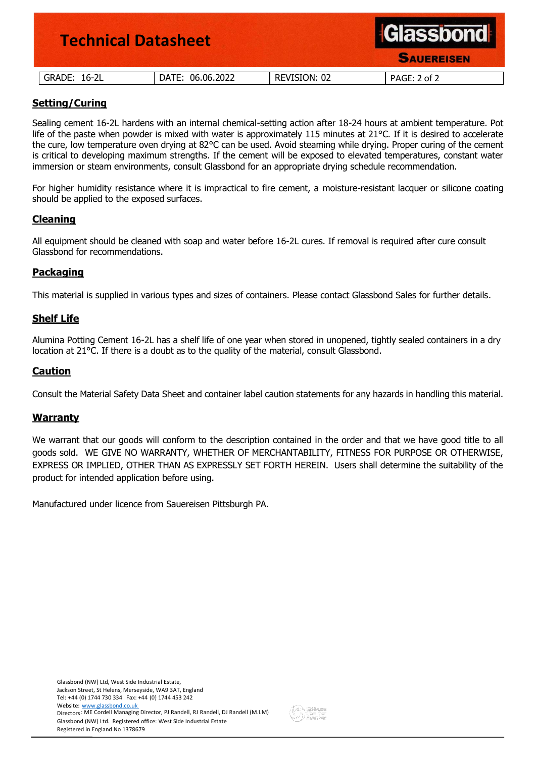## Setting/Curing

Sealing cement 16-2L hardens with an internal chemical-setting action after 18-24 hours at ambient temperature. Pot life of the paste when powder is mixed with water is approximately 115 minutes at 21°C. If it is desired to accelerate the cure, low temperature oven drying at 82°C can be used. Avoid steaming while drying. Proper curing of the cement is critical to developing maximum strengths. If the cement will be exposed to elevated temperatures, constant water immersion or steam environments, consult Glassbond for an appropriate drying schedule recommendation.

For higher humidity resistance where it is impractical to fire cement, a moisture-resistant lacquer or silicone coating should be applied to the exposed surfaces.

## Cleaning

All equipment should be cleaned with soap and water before 16-2L cures. If removal is required after cure consult Glassbond for recommendations.

## Packaging

This material is supplied in various types and sizes of containers. Please contact Glassbond Sales for further details.

## Shelf Life

Alumina Potting Cement 16-2L has a shelf life of one year when stored in unopened, tightly sealed containers in a dry location at 21°C. If there is a doubt as to the quality of the material, consult Glassbond.

## Caution

Consult the Material Safety Data Sheet and container label caution statements for any hazards in handling this material.

## Warranty

We warrant that our goods will conform to the description contained in the order and that we have good title to all goods sold. WE GIVE NO WARRANTY, WHETHER OF MERCHANTABILITY, FITNESS FOR PURPOSE OR OTHERWISE, EXPRESS OR IMPLIED, OTHER THAN AS EXPRESSLY SET FORTH HEREIN. Users shall determine the suitability of the product for intended application before using.

Manufactured under licence from Sauereisen Pittsburgh PA.

Glassbond (NW) Ltd, West Side Industrial Estate,
Jackson Street, St Helens, Merseyside, WA9 3AT, England
Tel: +44 (0) 1744 730 334 Fax: +44 (0) 1744 453 242
Website: www.glassbond.co.uk
Directors : ME Cordell Managing Director, PJ Randell, RJ Randell, DJ Randell (M.I.M)
Glassbond (NW) Ltd. Registered office: West Side Industrial Estate
Registered in England No 1378679